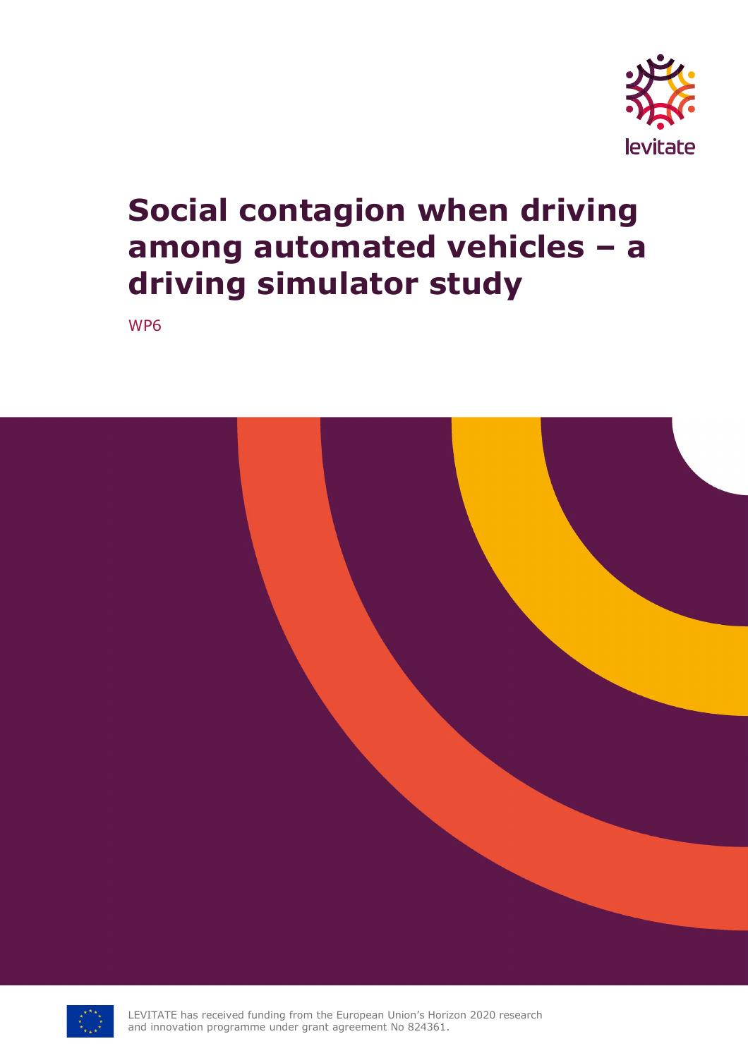levitate

# Social contagion when driving among automated vehicles – a driving simulator study

WP6

LEVITATE has received funding from the European Union's Horizon 2020 research and innovation programme under grant agreement No 824361.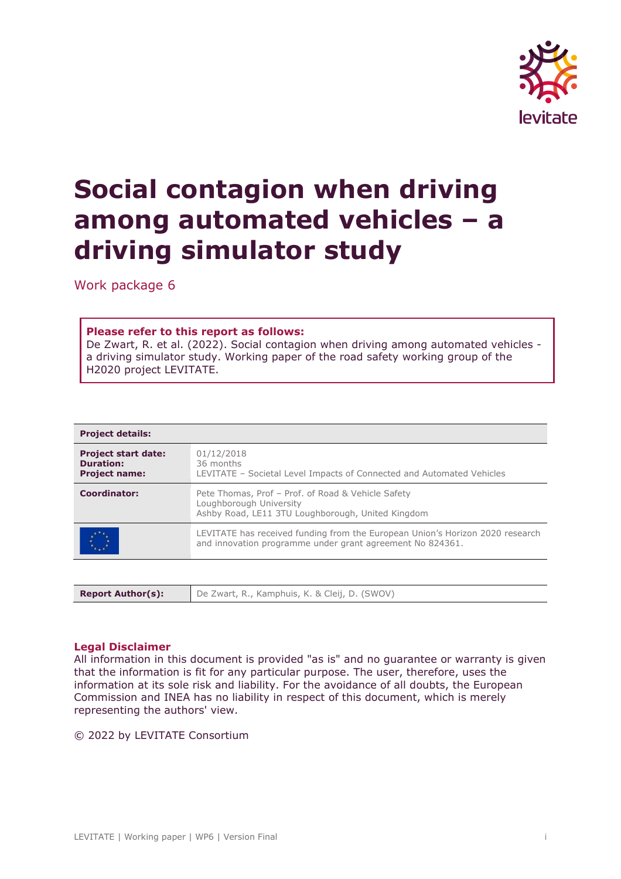# Social contagion when driving among automated vehicles – a driving simulator study

Work package 6

**Please refer to this report as follows:**
De Zwart, R. et al. (2022). Social contagion when driving among automated vehicles - a driving simulator study. Working paper of the road safety working group of the H2020 project LEVITATE.

| **Project details:** | |
|---|---|
| **Project start date:**<br>**Duration:**<br>**Project name:** | 01/12/2018<br>36 months<br>LEVITATE – Societal Level Impacts of Connected and Automated Vehicles |
| **Coordinator:** | Pete Thomas, Prof – Prof. of Road & Vehicle Safety<br>Loughborough University<br>Ashby Road, LE11 3TU Loughborough, United Kingdom |
| | LEVITATE has received funding from the European Union's Horizon 2020 research and innovation programme under grant agreement No 824361. |

| **Report Author(s):** | De Zwart, R., Kamphuis, K. & Cleij, D. (SWOV) |
|---|---|

## Legal Disclaimer

All information in this document is provided "as is" and no guarantee or warranty is given that the information is fit for any particular purpose. The user, therefore, uses the information at its sole risk and liability. For the avoidance of all doubts, the European Commission and INEA has no liability in respect of this document, which is merely representing the authors' view.

© 2022 by LEVITATE Consortium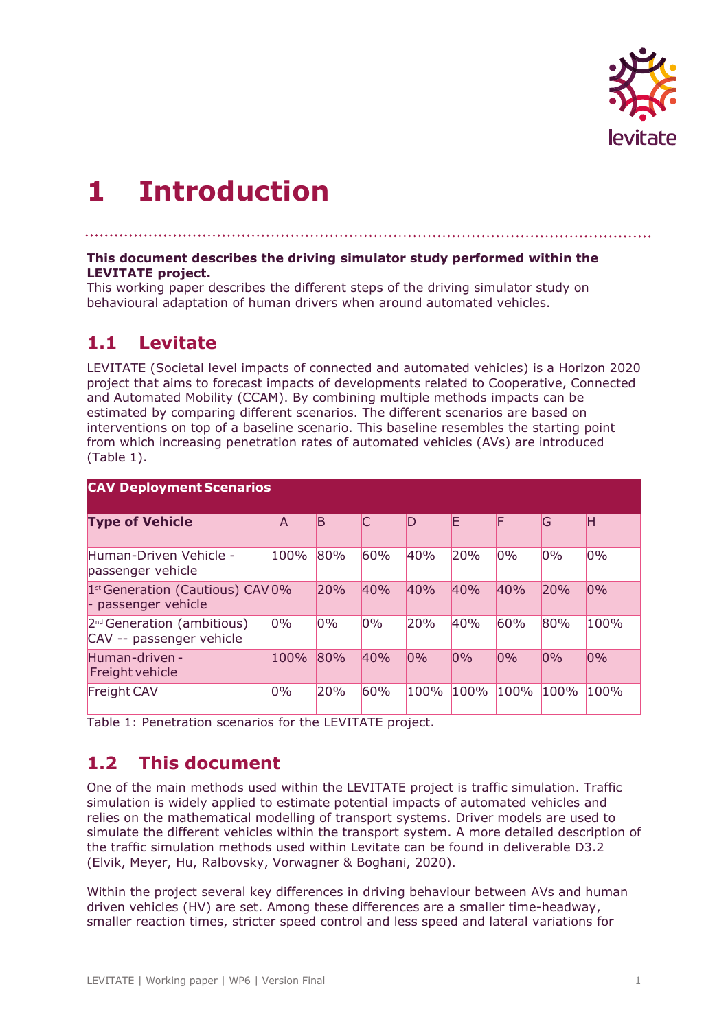# 1 Introduction

**This document describes the driving simulator study performed within the LEVITATE project.**
This working paper describes the different steps of the driving simulator study on behavioural adaptation of human drivers when around automated vehicles.

## 1.1 Levitate

LEVITATE (Societal level impacts of connected and automated vehicles) is a Horizon 2020 project that aims to forecast impacts of developments related to Cooperative, Connected and Automated Mobility (CCAM). By combining multiple methods impacts can be estimated by comparing different scenarios. The different scenarios are based on interventions on top of a baseline scenario. This baseline resembles the starting point from which increasing penetration rates of automated vehicles (AVs) are introduced (Table 1).

| CAV Deployment Scenarios | | | | | | | | |
|---|---|---|---|---|---|---|---|---|
| **Type of Vehicle** | A | B | C | D | E | F | G | H |
| Human-Driven Vehicle - passenger vehicle | 100% | 80% | 60% | 40% | 20% | 0% | 0% | 0% |
| 1st Generation (Cautious) CAV - passenger vehicle | 0% | 20% | 40% | 40% | 40% | 40% | 20% | 0% |
| 2nd Generation (ambitious) CAV -- passenger vehicle | 0% | 0% | 0% | 20% | 40% | 60% | 80% | 100% |
| Human-driven - Freight vehicle | 100% | 80% | 40% | 0% | 0% | 0% | 0% | 0% |
| Freight CAV | 0% | 20% | 60% | 100% | 100% | 100% | 100% | 100% |

Table 1: Penetration scenarios for the LEVITATE project.

## 1.2 This document

One of the main methods used within the LEVITATE project is traffic simulation. Traffic simulation is widely applied to estimate potential impacts of automated vehicles and relies on the mathematical modelling of transport systems. Driver models are used to simulate the different vehicles within the transport system. A more detailed description of the traffic simulation methods used within Levitate can be found in deliverable D3.2 (Elvik, Meyer, Hu, Ralbovsky, Vorwagner & Boghani, 2020).

Within the project several key differences in driving behaviour between AVs and human driven vehicles (HV) are set. Among these differences are a smaller time-headway, smaller reaction times, stricter speed control and less speed and lateral variations for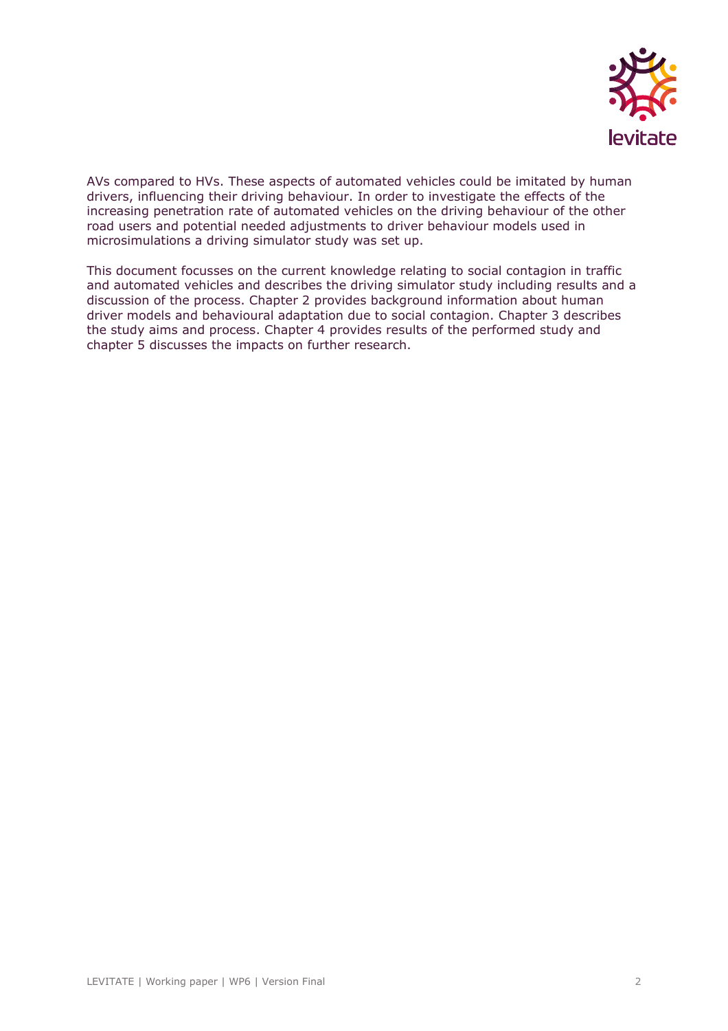AVs compared to HVs. These aspects of automated vehicles could be imitated by human drivers, influencing their driving behaviour. In order to investigate the effects of the increasing penetration rate of automated vehicles on the driving behaviour of the other road users and potential needed adjustments to driver behaviour models used in microsimulations a driving simulator study was set up.

This document focusses on the current knowledge relating to social contagion in traffic and automated vehicles and describes the driving simulator study including results and a discussion of the process. Chapter 2 provides background information about human driver models and behavioural adaptation due to social contagion. Chapter 3 describes the study aims and process. Chapter 4 provides results of the performed study and chapter 5 discusses the impacts on further research.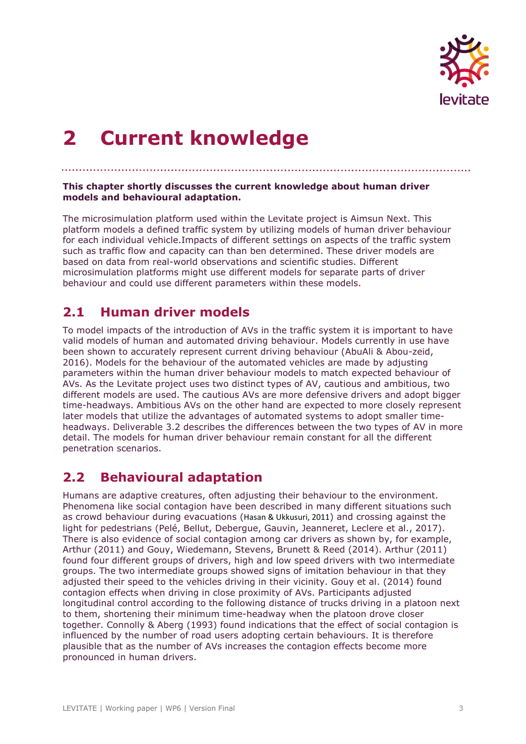# 2 Current knowledge

**This chapter shortly discusses the current knowledge about human driver models and behavioural adaptation.**

The microsimulation platform used within the Levitate project is Aimsun Next. This platform models a defined traffic system by utilizing models of human driver behaviour for each individual vehicle.Impacts of different settings on aspects of the traffic system such as traffic flow and capacity can than ben determined. These driver models are based on data from real-world observations and scientific studies. Different microsimulation platforms might use different models for separate parts of driver behaviour and could use different parameters within these models.

## 2.1 Human driver models

To model impacts of the introduction of AVs in the traffic system it is important to have valid models of human and automated driving behaviour. Models currently in use have been shown to accurately represent current driving behaviour (AbuAli & Abou-zeid, 2016). Models for the behaviour of the automated vehicles are made by adjusting parameters within the human driver behaviour models to match expected behaviour of AVs. As the Levitate project uses two distinct types of AV, cautious and ambitious, two different models are used. The cautious AVs are more defensive drivers and adopt bigger time-headways. Ambitious AVs on the other hand are expected to more closely represent later models that utilize the advantages of automated systems to adopt smaller time-headways. Deliverable 3.2 describes the differences between the two types of AV in more detail. The models for human driver behaviour remain constant for all the different penetration scenarios.

## 2.2 Behavioural adaptation

Humans are adaptive creatures, often adjusting their behaviour to the environment. Phenomena like social contagion have been described in many different situations such as crowd behaviour during evacuations (Hasan & Ukkusuri, 2011) and crossing against the light for pedestrians (Pelé, Bellut, Debergue, Gauvin, Jeanneret, Leclere et al., 2017). There is also evidence of social contagion among car drivers as shown by, for example, Arthur (2011) and Gouy, Wiedemann, Stevens, Brunett & Reed (2014). Arthur (2011) found four different groups of drivers, high and low speed drivers with two intermediate groups. The two intermediate groups showed signs of imitation behaviour in that they adjusted their speed to the vehicles driving in their vicinity. Gouy et al. (2014) found contagion effects when driving in close proximity of AVs. Participants adjusted longitudinal control according to the following distance of trucks driving in a platoon next to them, shortening their minimum time-headway when the platoon drove closer together. Connolly & Aberg (1993) found indications that the effect of social contagion is influenced by the number of road users adopting certain behaviours. It is therefore plausible that as the number of AVs increases the contagion effects become more pronounced in human drivers.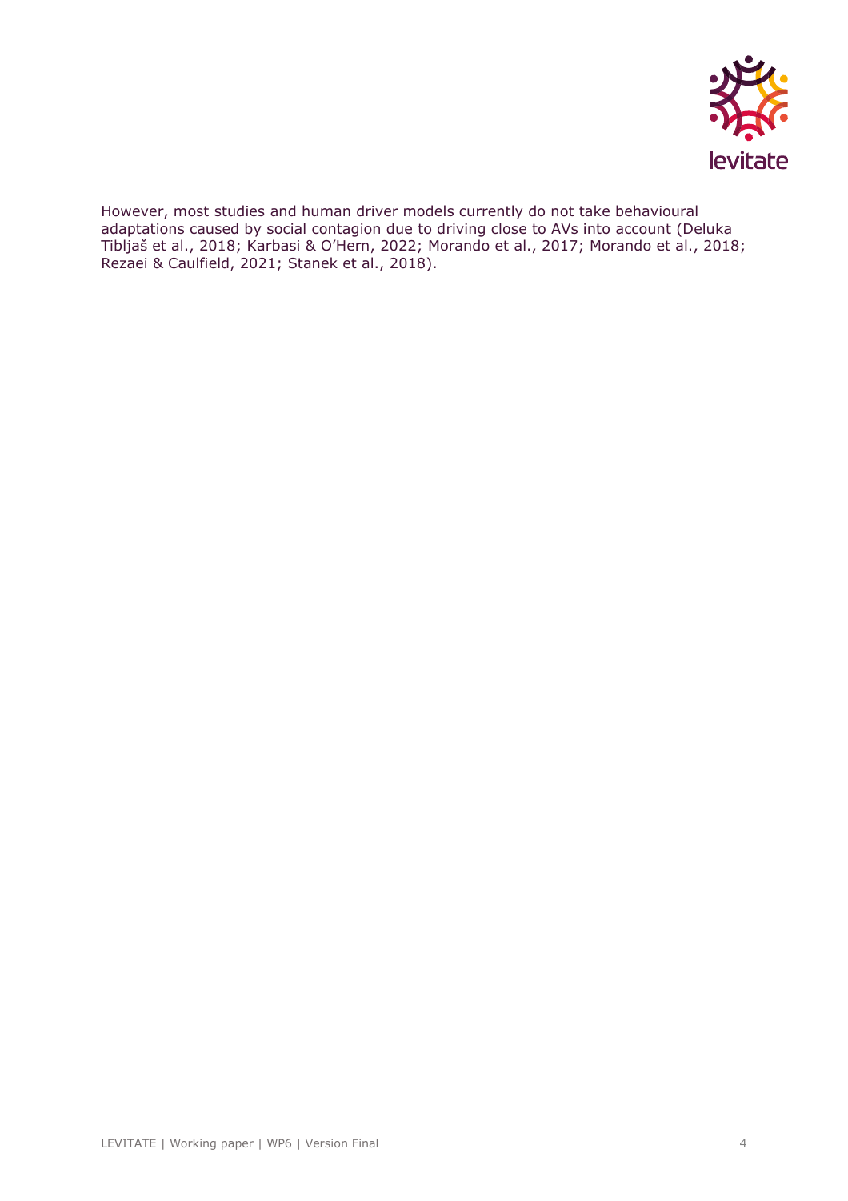However, most studies and human driver models currently do not take behavioural adaptations caused by social contagion due to driving close to AVs into account (Deluka Tibljaš et al., 2018; Karbasi & O'Hern, 2022; Morando et al., 2017; Morando et al., 2018; Rezaei & Caulfield, 2021; Stanek et al., 2018).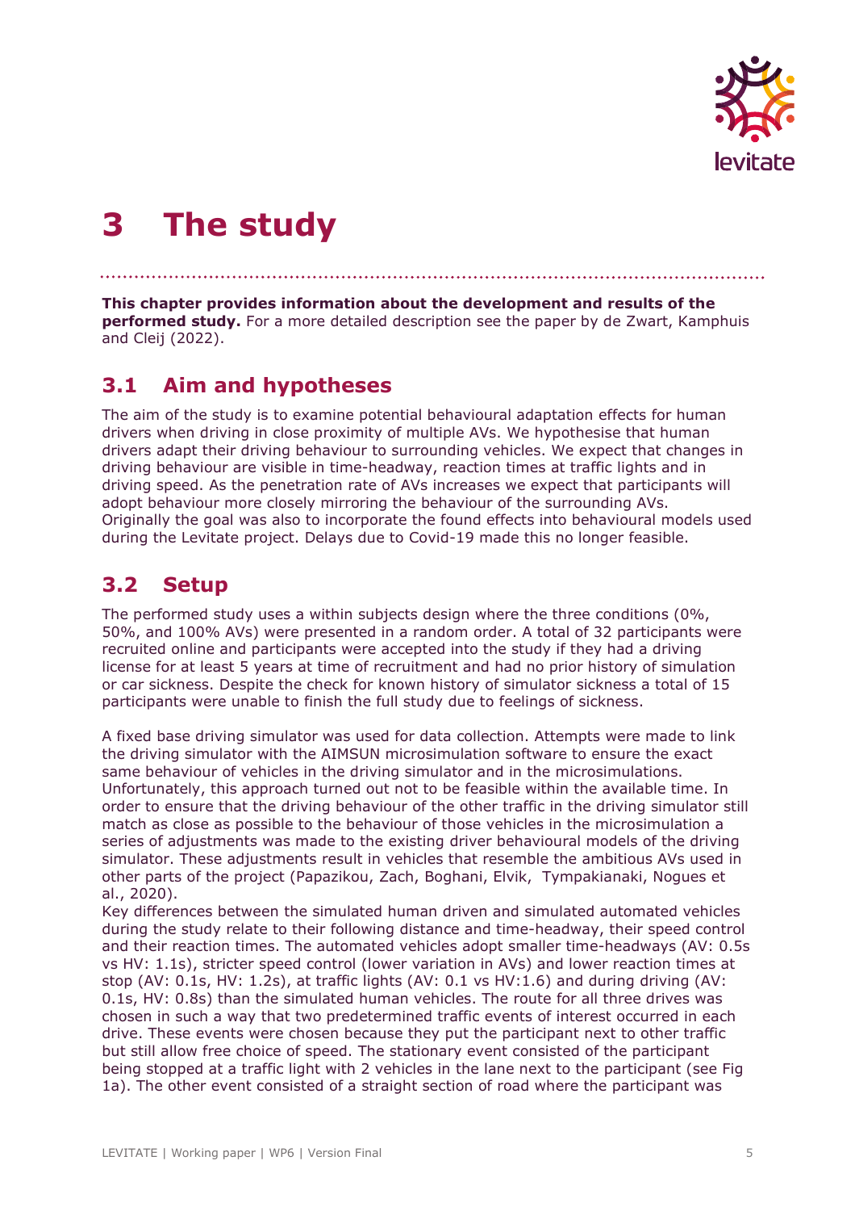# 3 The study

**This chapter provides information about the development and results of the performed study.** For a more detailed description see the paper by de Zwart, Kamphuis and Cleij (2022).

## 3.1 Aim and hypotheses

The aim of the study is to examine potential behavioural adaptation effects for human drivers when driving in close proximity of multiple AVs. We hypothesise that human drivers adapt their driving behaviour to surrounding vehicles. We expect that changes in driving behaviour are visible in time-headway, reaction times at traffic lights and in driving speed. As the penetration rate of AVs increases we expect that participants will adopt behaviour more closely mirroring the behaviour of the surrounding AVs. Originally the goal was also to incorporate the found effects into behavioural models used during the Levitate project. Delays due to Covid-19 made this no longer feasible.

## 3.2 Setup

The performed study uses a within subjects design where the three conditions (0%, 50%, and 100% AVs) were presented in a random order. A total of 32 participants were recruited online and participants were accepted into the study if they had a driving license for at least 5 years at time of recruitment and had no prior history of simulation or car sickness. Despite the check for known history of simulator sickness a total of 15 participants were unable to finish the full study due to feelings of sickness.

A fixed base driving simulator was used for data collection. Attempts were made to link the driving simulator with the AIMSUN microsimulation software to ensure the exact same behaviour of vehicles in the driving simulator and in the microsimulations. Unfortunately, this approach turned out not to be feasible within the available time. In order to ensure that the driving behaviour of the other traffic in the driving simulator still match as close as possible to the behaviour of those vehicles in the microsimulation a series of adjustments was made to the existing driver behavioural models of the driving simulator. These adjustments result in vehicles that resemble the ambitious AVs used in other parts of the project (Papazikou, Zach, Boghani, Elvik, Tympakianaki, Nogues et al., 2020).
Key differences between the simulated human driven and simulated automated vehicles during the study relate to their following distance and time-headway, their speed control and their reaction times. The automated vehicles adopt smaller time-headways (AV: 0.5s vs HV: 1.1s), stricter speed control (lower variation in AVs) and lower reaction times at stop (AV: 0.1s, HV: 1.2s), at traffic lights (AV: 0.1 vs HV:1.6) and during driving (AV: 0.1s, HV: 0.8s) than the simulated human vehicles. The route for all three drives was chosen in such a way that two predetermined traffic events of interest occurred in each drive. These events were chosen because they put the participant next to other traffic but still allow free choice of speed. The stationary event consisted of the participant being stopped at a traffic light with 2 vehicles in the lane next to the participant (see Fig 1a). The other event consisted of a straight section of road where the participant was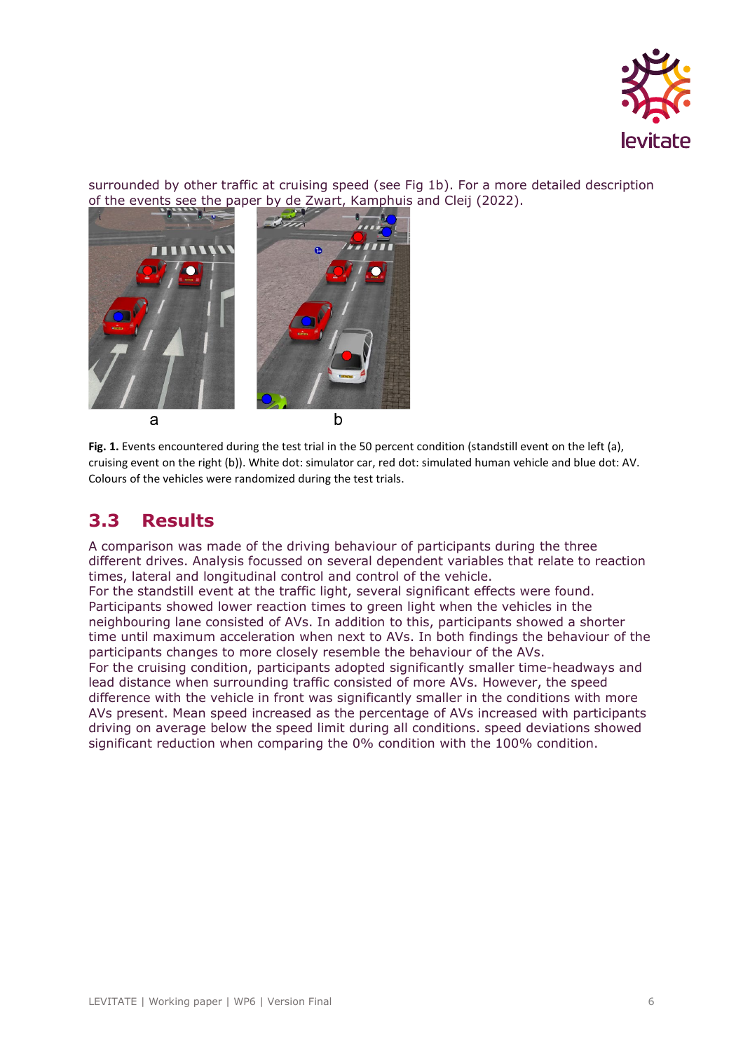surrounded by other traffic at cruising speed (see Fig 1b). For a more detailed description of the events see the paper by de Zwart, Kamphuis and Cleij (2022).

**Fig. 1.** Events encountered during the test trial in the 50 percent condition (standstill event on the left (a), cruising event on the right (b)). White dot: simulator car, red dot: simulated human vehicle and blue dot: AV. Colours of the vehicles were randomized during the test trials.

## 3.3 Results

A comparison was made of the driving behaviour of participants during the three different drives. Analysis focussed on several dependent variables that relate to reaction times, lateral and longitudinal control and control of the vehicle.

For the standstill event at the traffic light, several significant effects were found. Participants showed lower reaction times to green light when the vehicles in the neighbouring lane consisted of AVs. In addition to this, participants showed a shorter time until maximum acceleration when next to AVs. In both findings the behaviour of the participants changes to more closely resemble the behaviour of the AVs.

For the cruising condition, participants adopted significantly smaller time-headways and lead distance when surrounding traffic consisted of more AVs. However, the speed difference with the vehicle in front was significantly smaller in the conditions with more AVs present. Mean speed increased as the percentage of AVs increased with participants driving on average below the speed limit during all conditions. speed deviations showed significant reduction when comparing the 0% condition with the 100% condition.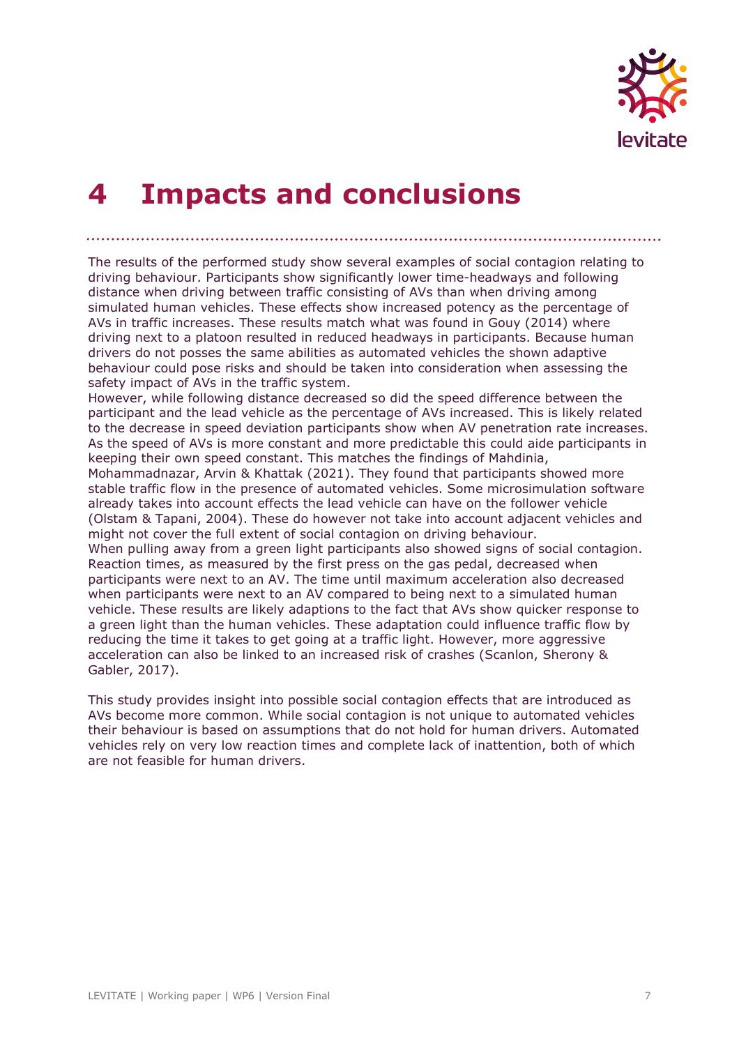# 4 Impacts and conclusions

The results of the performed study show several examples of social contagion relating to driving behaviour. Participants show significantly lower time-headways and following distance when driving between traffic consisting of AVs than when driving among simulated human vehicles. These effects show increased potency as the percentage of AVs in traffic increases. These results match what was found in Gouy (2014) where driving next to a platoon resulted in reduced headways in participants. Because human drivers do not posses the same abilities as automated vehicles the shown adaptive behaviour could pose risks and should be taken into consideration when assessing the safety impact of AVs in the traffic system.

However, while following distance decreased so did the speed difference between the participant and the lead vehicle as the percentage of AVs increased. This is likely related to the decrease in speed deviation participants show when AV penetration rate increases. As the speed of AVs is more constant and more predictable this could aide participants in keeping their own speed constant. This matches the findings of Mahdinia, Mohammadnazar, Arvin & Khattak (2021). They found that participants showed more stable traffic flow in the presence of automated vehicles. Some microsimulation software already takes into account effects the lead vehicle can have on the follower vehicle (Olstam & Tapani, 2004). These do however not take into account adjacent vehicles and might not cover the full extent of social contagion on driving behaviour.

When pulling away from a green light participants also showed signs of social contagion. Reaction times, as measured by the first press on the gas pedal, decreased when participants were next to an AV. The time until maximum acceleration also decreased when participants were next to an AV compared to being next to a simulated human vehicle. These results are likely adaptions to the fact that AVs show quicker response to a green light than the human vehicles. These adaptation could influence traffic flow by reducing the time it takes to get going at a traffic light. However, more aggressive acceleration can also be linked to an increased risk of crashes (Scanlon, Sherony & Gabler, 2017).

This study provides insight into possible social contagion effects that are introduced as AVs become more common. While social contagion is not unique to automated vehicles their behaviour is based on assumptions that do not hold for human drivers. Automated vehicles rely on very low reaction times and complete lack of inattention, both of which are not feasible for human drivers.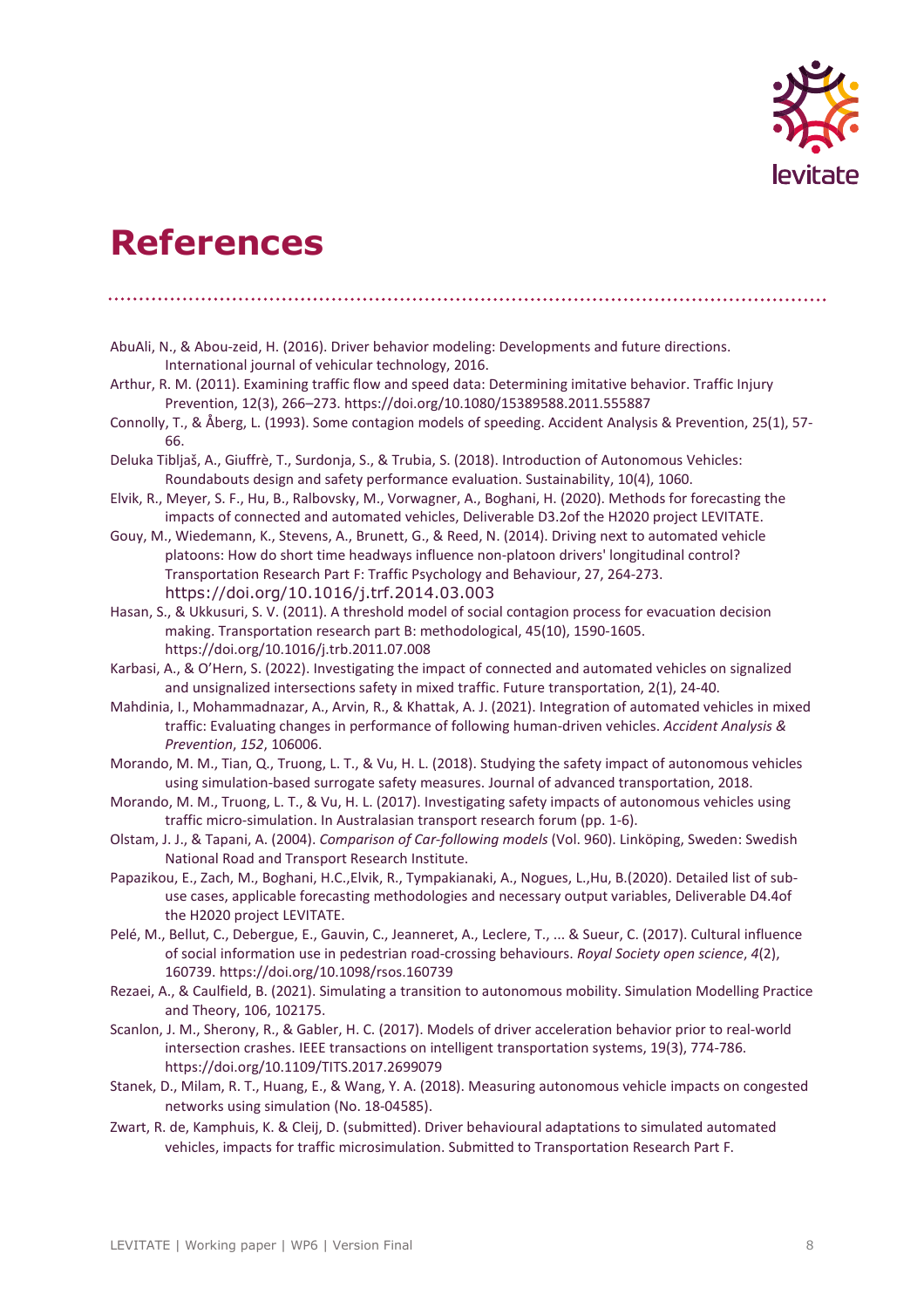# References

AbuAli, N., & Abou-zeid, H. (2016). Driver behavior modeling: Developments and future directions. International journal of vehicular technology, 2016.

Arthur, R. M. (2011). Examining traffic flow and speed data: Determining imitative behavior. Traffic Injury Prevention, 12(3), 266–273. https://doi.org/10.1080/15389588.2011.555887

Connolly, T., & Åberg, L. (1993). Some contagion models of speeding. Accident Analysis & Prevention, 25(1), 57-66.

Deluka Tibljaš, A., Giuffrè, T., Surdonja, S., & Trubia, S. (2018). Introduction of Autonomous Vehicles: Roundabouts design and safety performance evaluation. Sustainability, 10(4), 1060.

Elvik, R., Meyer, S. F., Hu, B., Ralbovsky, M., Vorwagner, A., Boghani, H. (2020). Methods for forecasting the impacts of connected and automated vehicles, Deliverable D3.2of the H2020 project LEVITATE.

Gouy, M., Wiedemann, K., Stevens, A., Brunett, G., & Reed, N. (2014). Driving next to automated vehicle platoons: How do short time headways influence non-platoon drivers' longitudinal control? Transportation Research Part F: Traffic Psychology and Behaviour, 27, 264-273. https://doi.org/10.1016/j.trf.2014.03.003

Hasan, S., & Ukkusuri, S. V. (2011). A threshold model of social contagion process for evacuation decision making. Transportation research part B: methodological, 45(10), 1590-1605. https://doi.org/10.1016/j.trb.2011.07.008

Karbasi, A., & O'Hern, S. (2022). Investigating the impact of connected and automated vehicles on signalized and unsignalized intersections safety in mixed traffic. Future transportation, 2(1), 24-40.

Mahdinia, I., Mohammadnazar, A., Arvin, R., & Khattak, A. J. (2021). Integration of automated vehicles in mixed traffic: Evaluating changes in performance of following human-driven vehicles. *Accident Analysis & Prevention*, *152*, 106006.

Morando, M. M., Tian, Q., Truong, L. T., & Vu, H. L. (2018). Studying the safety impact of autonomous vehicles using simulation-based surrogate safety measures. Journal of advanced transportation, 2018.

Morando, M. M., Truong, L. T., & Vu, H. L. (2017). Investigating safety impacts of autonomous vehicles using traffic micro-simulation. In Australasian transport research forum (pp. 1-6).

Olstam, J. J., & Tapani, A. (2004). *Comparison of Car-following models* (Vol. 960). Linköping, Sweden: Swedish National Road and Transport Research Institute.

Papazikou, E., Zach, M., Boghani, H.C.,Elvik, R., Tympakianaki, A., Nogues, L.,Hu, B.(2020). Detailed list of sub-use cases, applicable forecasting methodologies and necessary output variables, Deliverable D4.4of the H2020 project LEVITATE.

Pelé, M., Bellut, C., Debergue, E., Gauvin, C., Jeanneret, A., Leclere, T., ... & Sueur, C. (2017). Cultural influence of social information use in pedestrian road-crossing behaviours. *Royal Society open science*, *4*(2), 160739. https://doi.org/10.1098/rsos.160739

Rezaei, A., & Caulfield, B. (2021). Simulating a transition to autonomous mobility. Simulation Modelling Practice and Theory, 106, 102175.

Scanlon, J. M., Sherony, R., & Gabler, H. C. (2017). Models of driver acceleration behavior prior to real-world intersection crashes. IEEE transactions on intelligent transportation systems, 19(3), 774-786. https://doi.org/10.1109/TITS.2017.2699079

Stanek, D., Milam, R. T., Huang, E., & Wang, Y. A. (2018). Measuring autonomous vehicle impacts on congested networks using simulation (No. 18-04585).

Zwart, R. de, Kamphuis, K. & Cleij, D. (submitted). Driver behavioural adaptations to simulated automated vehicles, impacts for traffic microsimulation. Submitted to Transportation Research Part F.